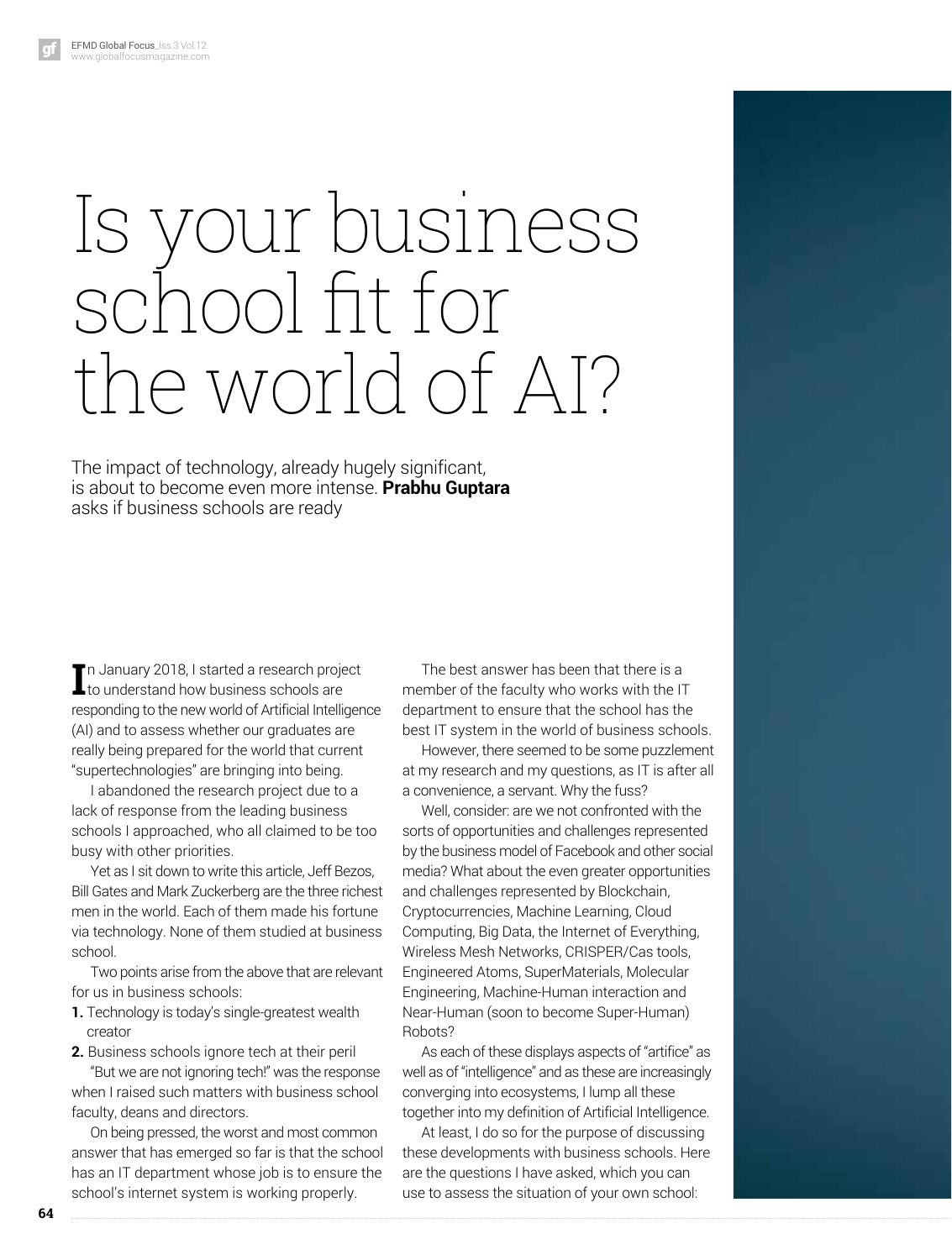# Is your business school fit for the world of AI?

The impact of technology, already hugely significant, is about to become even more intense. **Prabhu Guptara** asks if business schools are ready

In January 2018, I started a research project to understand how business schools are responding to the new world of Artificial Intelligence (AI) and to assess whether our graduates are really being prepared for the world that current "supertechnologies" are bringing into being.

I abandoned the research project due to a lack of response from the leading business schools I approached, who all claimed to be too busy with other priorities.

Yet as I sit down to write this article, Jeff Bezos, Bill Gates and Mark Zuckerberg are the three richest men in the world. Each of them made his fortune via technology. None of them studied at business school.

Two points arise from the above that are relevant for us in business schools:

1. Technology is today's single-greatest wealth creator
2. Business schools ignore tech at their peril

"But we are not ignoring tech!" was the response when I raised such matters with business school faculty, deans and directors.

On being pressed, the worst and most common answer that has emerged so far is that the school has an IT department whose job is to ensure the school's internet system is working properly.

The best answer has been that there is a member of the faculty who works with the IT department to ensure that the school has the best IT system in the world of business schools.

However, there seemed to be some puzzlement at my research and my questions, as IT is after all a convenience, a servant. Why the fuss?

Well, consider: are we not confronted with the sorts of opportunities and challenges represented by the business model of Facebook and other social media? What about the even greater opportunities and challenges represented by Blockchain, Cryptocurrencies, Machine Learning, Cloud Computing, Big Data, the Internet of Everything, Wireless Mesh Networks, CRISPER/Cas tools, Engineered Atoms, SuperMaterials, Molecular Engineering, Machine-Human interaction and Near-Human (soon to become Super-Human) Robots?

As each of these displays aspects of "artifice" as well as of "intelligence" and as these are increasingly converging into ecosystems, I lump all these together into my definition of Artificial Intelligence.

At least, I do so for the purpose of discussing these developments with business schools. Here are the questions I have asked, which you can use to assess the situation of your own school: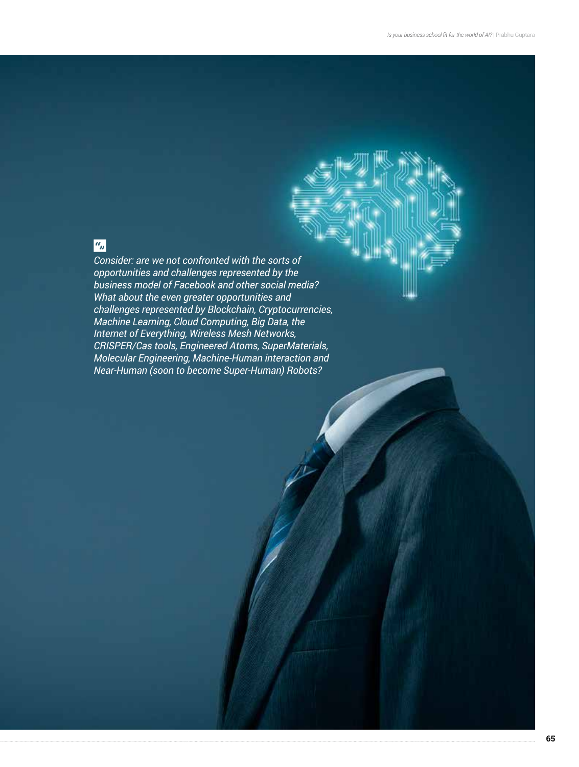> *Consider: are we not confronted with the sorts of opportunities and challenges represented by the business model of Facebook and other social media? What about the even greater opportunities and challenges represented by Blockchain, Cryptocurrencies, Machine Learning, Cloud Computing, Big Data, the Internet of Everything, Wireless Mesh Networks, CRISPER/Cas tools, Engineered Atoms, SuperMaterials, Molecular Engineering, Machine-Human interaction and Near-Human (soon to become Super-Human) Robots?*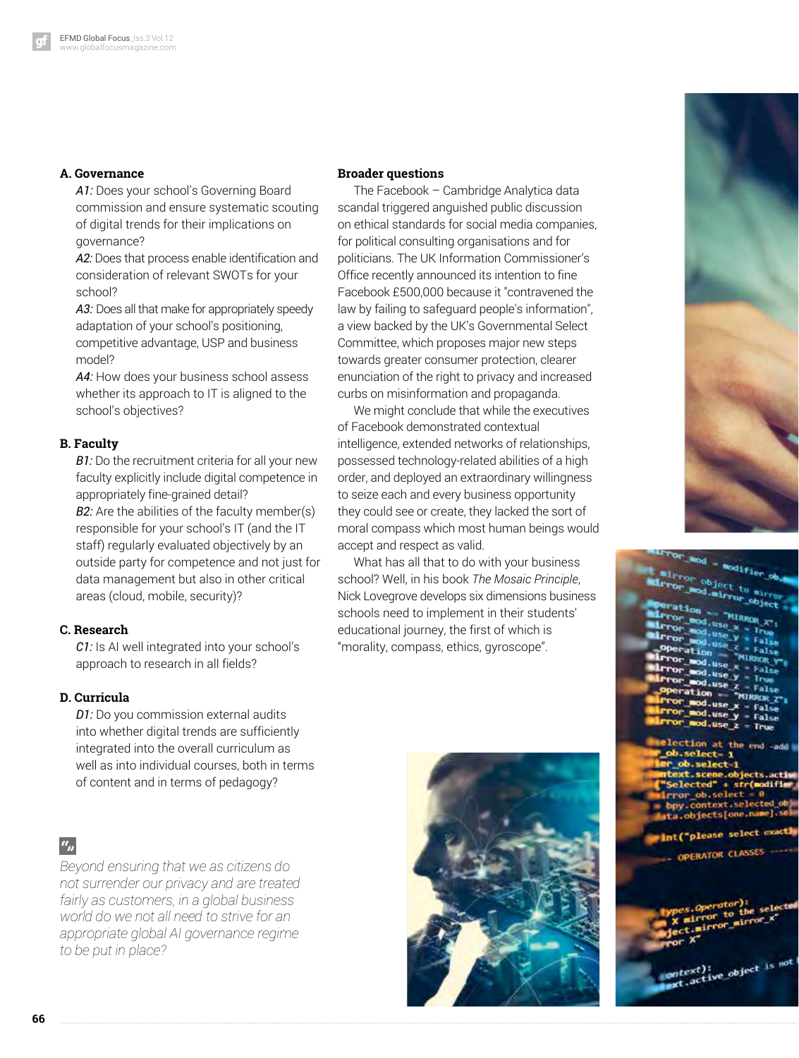### A. Governance

*A1:* Does your school's Governing Board commission and ensure systematic scouting of digital trends for their implications on governance?

*A2:* Does that process enable identification and consideration of relevant SWOTs for your school?

*A3:* Does all that make for appropriately speedy adaptation of your school's positioning, competitive advantage, USP and business model?

*A4:* How does your business school assess whether its approach to IT is aligned to the school's objectives?

### B. Faculty

*B1:* Do the recruitment criteria for all your new faculty explicitly include digital competence in appropriately fine-grained detail?

*B2:* Are the abilities of the faculty member(s) responsible for your school's IT (and the IT staff) regularly evaluated objectively by an outside party for competence and not just for data management but also in other critical areas (cloud, mobile, security)?

### C. Research

*C1:* Is AI well integrated into your school's approach to research in all fields?

### D. Curricula

*D1:* Do you commission external audits into whether digital trends are sufficiently integrated into the overall curriculum as well as into individual courses, both in terms of content and in terms of pedagogy?

> *Beyond ensuring that we as citizens do not surrender our privacy and are treated fairly as customers, in a global business world do we not all need to strive for an appropriate global AI governance regime to be put in place?*

### Broader questions

The Facebook – Cambridge Analytica data scandal triggered anguished public discussion on ethical standards for social media companies, for political consulting organisations and for politicians. The UK Information Commissioner's Office recently announced its intention to fine Facebook £500,000 because it "contravened the law by failing to safeguard people's information", a view backed by the UK's Governmental Select Committee, which proposes major new steps towards greater consumer protection, clearer enunciation of the right to privacy and increased curbs on misinformation and propaganda.

We might conclude that while the executives of Facebook demonstrated contextual intelligence, extended networks of relationships, possessed technology-related abilities of a high order, and deployed an extraordinary willingness to seize each and every business opportunity they could see or create, they lacked the sort of moral compass which most human beings would accept and respect as valid.

What has all that to do with your business school? Well, in his book *The Mosaic Principle*, Nick Lovegrove develops six dimensions business schools need to implement in their students' educational journey, the first of which is "morality, compass, ethics, gyroscope".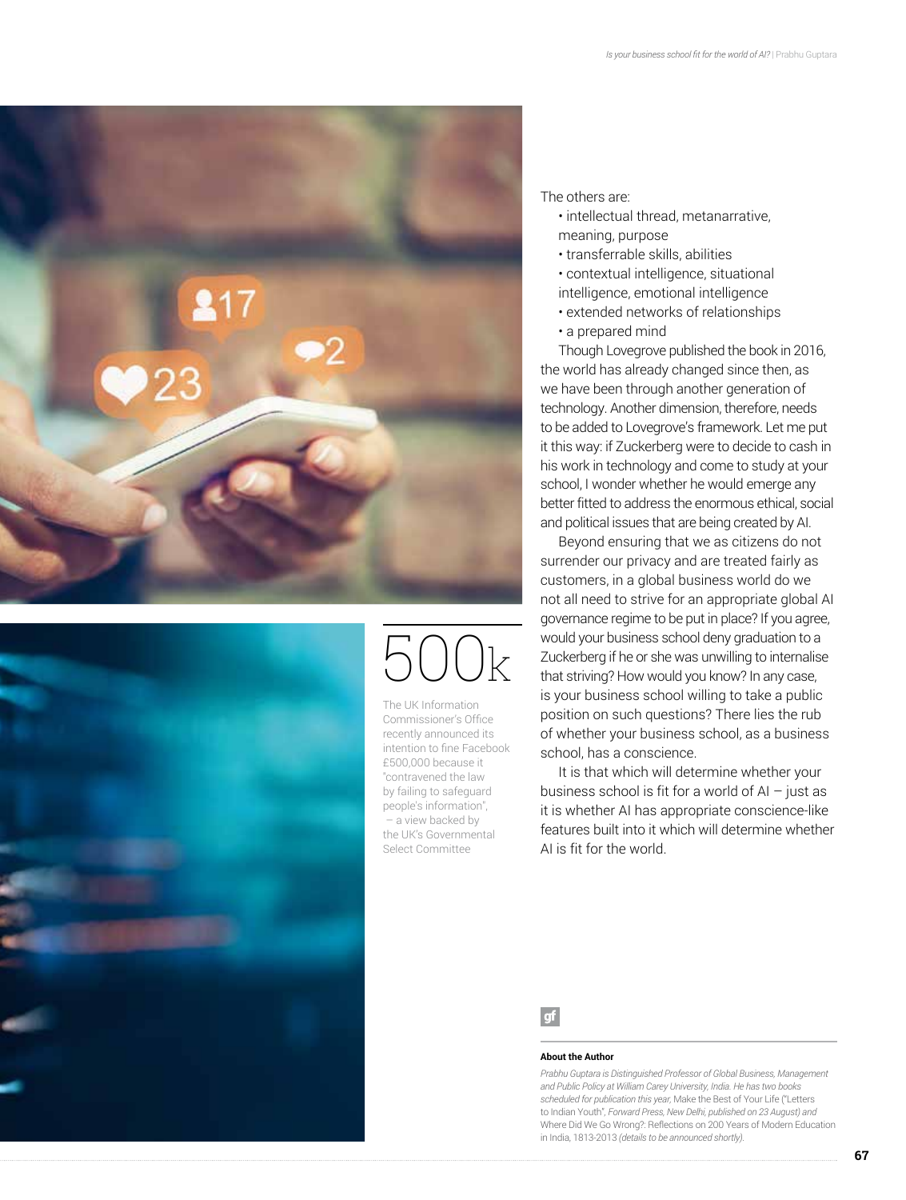The others are:

- intellectual thread, metanarrative, meaning, purpose
- transferrable skills, abilities
- contextual intelligence, situational intelligence, emotional intelligence
- extended networks of relationships
- a prepared mind

Though Lovegrove published the book in 2016, the world has already changed since then, as we have been through another generation of technology. Another dimension, therefore, needs to be added to Lovegrove's framework. Let me put it this way: if Zuckerberg were to decide to cash in his work in technology and come to study at your school, I wonder whether he would emerge any better fitted to address the enormous ethical, social and political issues that are being created by AI.

Beyond ensuring that we as citizens do not surrender our privacy and are treated fairly as customers, in a global business world do we not all need to strive for an appropriate global AI governance regime to be put in place? If you agree, would your business school deny graduation to a Zuckerberg if he or she was unwilling to internalise that striving? How would you know? In any case, is your business school willing to take a public position on such questions? There lies the rub of whether your business school, as a business school, has a conscience.

It is that which will determine whether your business school is fit for a world of AI – just as it is whether AI has appropriate conscience-like features built into it which will determine whether AI is fit for the world.

**500k**

The UK Information Commissioner's Office recently announced its intention to fine Facebook £500,000 because it "contravened the law by failing to safeguard people's information", – a view backed by the UK's Governmental Select Committee

**About the Author**

*Prabhu Guptara is Distinguished Professor of Global Business, Management and Public Policy at William Carey University, India. He has two books scheduled for publication this year,* Make the Best of Your Life ("Letters to Indian Youth", *Forward Press, New Delhi, published on 23 August) and* Where Did We Go Wrong?: Reflections on 200 Years of Modern Education in India, 1813-2013 *(details to be announced shortly).*